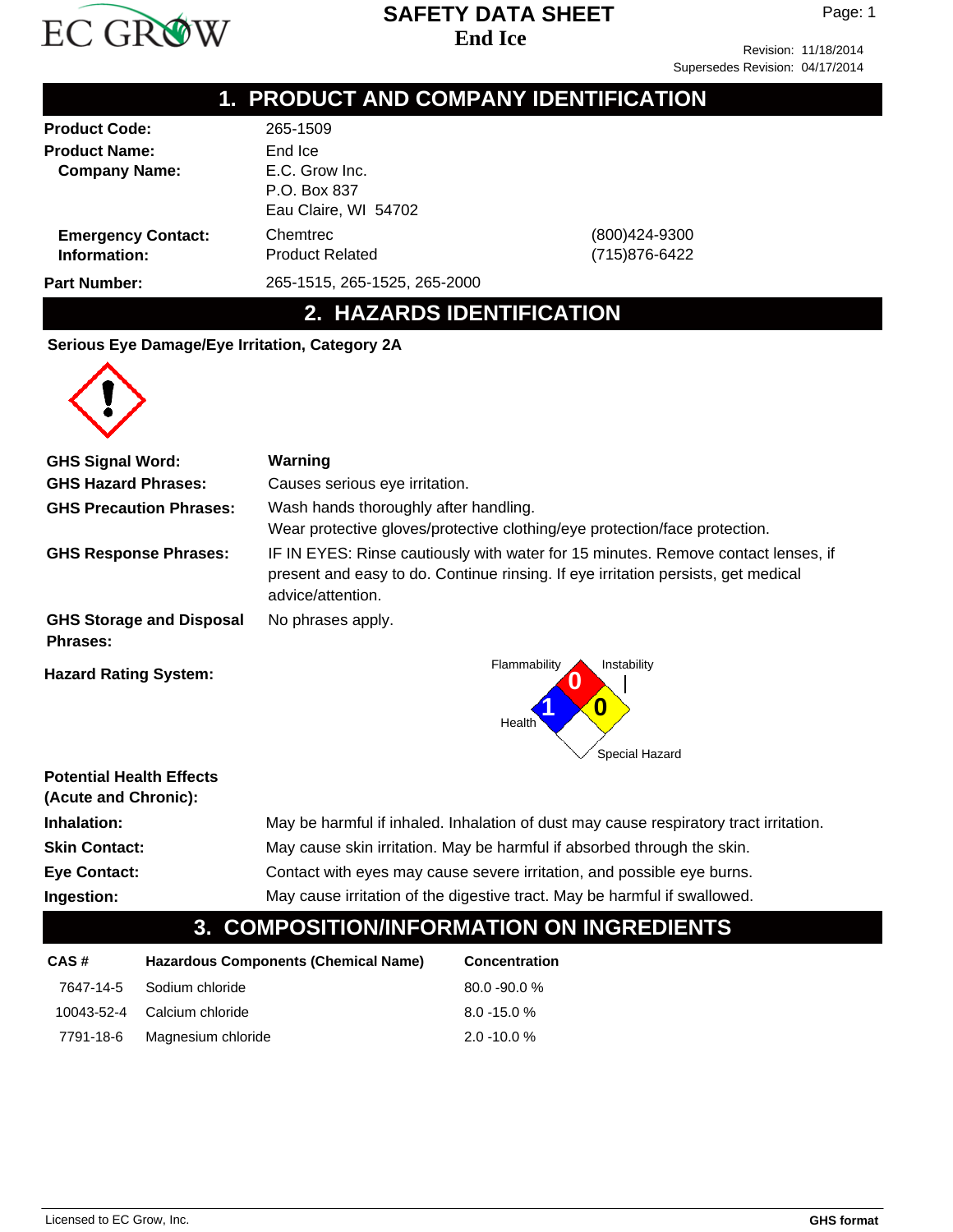# SAFETY DATA SHEET

**End Ice**

Revision: 11/18/2014
Supersedes Revision: 04/17/2014

## 1. PRODUCT AND COMPANY IDENTIFICATION

**Product Code:** 265-1509

**Product Name:** End Ice

**Company Name:** E.C. Grow Inc.
P.O. Box 837
Eau Claire, WI 54702

**Emergency Contact:** Chemtrec (800)424-9300

**Information:** Product Related (715)876-6422

**Part Number:** 265-1515, 265-1525, 265-2000

## 2. HAZARDS IDENTIFICATION

**Serious Eye Damage/Eye Irritation, Category 2A**

**GHS Signal Word:** **Warning**

**GHS Hazard Phrases:** Causes serious eye irritation.

**GHS Precaution Phrases:** Wash hands thoroughly after handling.
Wear protective gloves/protective clothing/eye protection/face protection.

**GHS Response Phrases:** IF IN EYES: Rinse cautiously with water for 15 minutes. Remove contact lenses, if present and easy to do. Continue rinsing. If eye irritation persists, get medical advice/attention.

**GHS Storage and Disposal Phrases:** No phrases apply.

**Hazard Rating System:**

Flammability 0
Instability 0
Health 1
Special Hazard

**Potential Health Effects (Acute and Chronic):**

**Inhalation:** May be harmful if inhaled. Inhalation of dust may cause respiratory tract irritation.

**Skin Contact:** May cause skin irritation. May be harmful if absorbed through the skin.

**Eye Contact:** Contact with eyes may cause severe irritation, and possible eye burns.

**Ingestion:** May cause irritation of the digestive tract. May be harmful if swallowed.

## 3. COMPOSITION/INFORMATION ON INGREDIENTS

| CAS # | Hazardous Components (Chemical Name) | Concentration |
|---|---|---|
| 7647-14-5 | Sodium chloride | 80.0 -90.0 % |
| 10043-52-4 | Calcium chloride | 8.0 -15.0 % |
| 7791-18-6 | Magnesium chloride | 2.0 -10.0 % |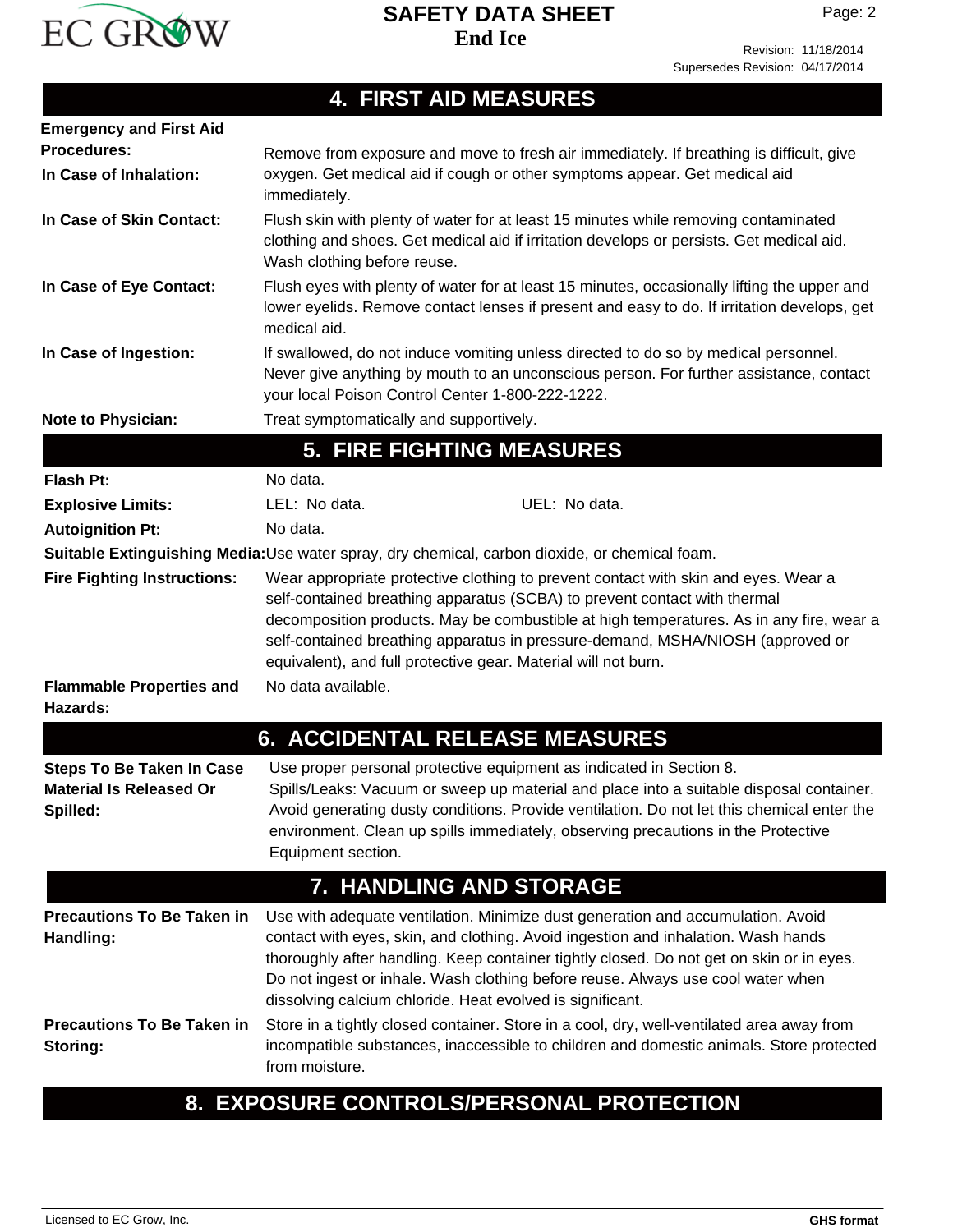## 4. FIRST AID MEASURES

**Emergency and First Aid Procedures:**

**In Case of Inhalation:** Remove from exposure and move to fresh air immediately. If breathing is difficult, give oxygen. Get medical aid if cough or other symptoms appear. Get medical aid immediately.

**In Case of Skin Contact:** Flush skin with plenty of water for at least 15 minutes while removing contaminated clothing and shoes. Get medical aid if irritation develops or persists. Get medical aid. Wash clothing before reuse.

**In Case of Eye Contact:** Flush eyes with plenty of water for at least 15 minutes, occasionally lifting the upper and lower eyelids. Remove contact lenses if present and easy to do. If irritation develops, get medical aid.

**In Case of Ingestion:** If swallowed, do not induce vomiting unless directed to do so by medical personnel. Never give anything by mouth to an unconscious person. For further assistance, contact your local Poison Control Center 1-800-222-1222.

**Note to Physician:** Treat symptomatically and supportively.

## 5. FIRE FIGHTING MEASURES

**Flash Pt:** No data.

**Explosive Limits:** LEL: No data. UEL: No data.

**Autoignition Pt:** No data.

**Suitable Extinguishing Media:** Use water spray, dry chemical, carbon dioxide, or chemical foam.

**Fire Fighting Instructions:** Wear appropriate protective clothing to prevent contact with skin and eyes. Wear a self-contained breathing apparatus (SCBA) to prevent contact with thermal decomposition products. May be combustible at high temperatures. As in any fire, wear a self-contained breathing apparatus in pressure-demand, MSHA/NIOSH (approved or equivalent), and full protective gear. Material will not burn.

**Flammable Properties and Hazards:** No data available.

## 6. ACCIDENTAL RELEASE MEASURES

**Steps To Be Taken In Case Material Is Released Or Spilled:** Use proper personal protective equipment as indicated in Section 8.
Spills/Leaks: Vacuum or sweep up material and place into a suitable disposal container. Avoid generating dusty conditions. Provide ventilation. Do not let this chemical enter the environment. Clean up spills immediately, observing precautions in the Protective Equipment section.

## 7. HANDLING AND STORAGE

**Precautions To Be Taken in Handling:** Use with adequate ventilation. Minimize dust generation and accumulation. Avoid contact with eyes, skin, and clothing. Avoid ingestion and inhalation. Wash hands thoroughly after handling. Keep container tightly closed. Do not get on skin or in eyes. Do not ingest or inhale. Wash clothing before reuse. Always use cool water when dissolving calcium chloride. Heat evolved is significant.

**Precautions To Be Taken in Storing:** Store in a tightly closed container. Store in a cool, dry, well-ventilated area away from incompatible substances, inaccessible to children and domestic animals. Store protected from moisture.

## 8. EXPOSURE CONTROLS/PERSONAL PROTECTION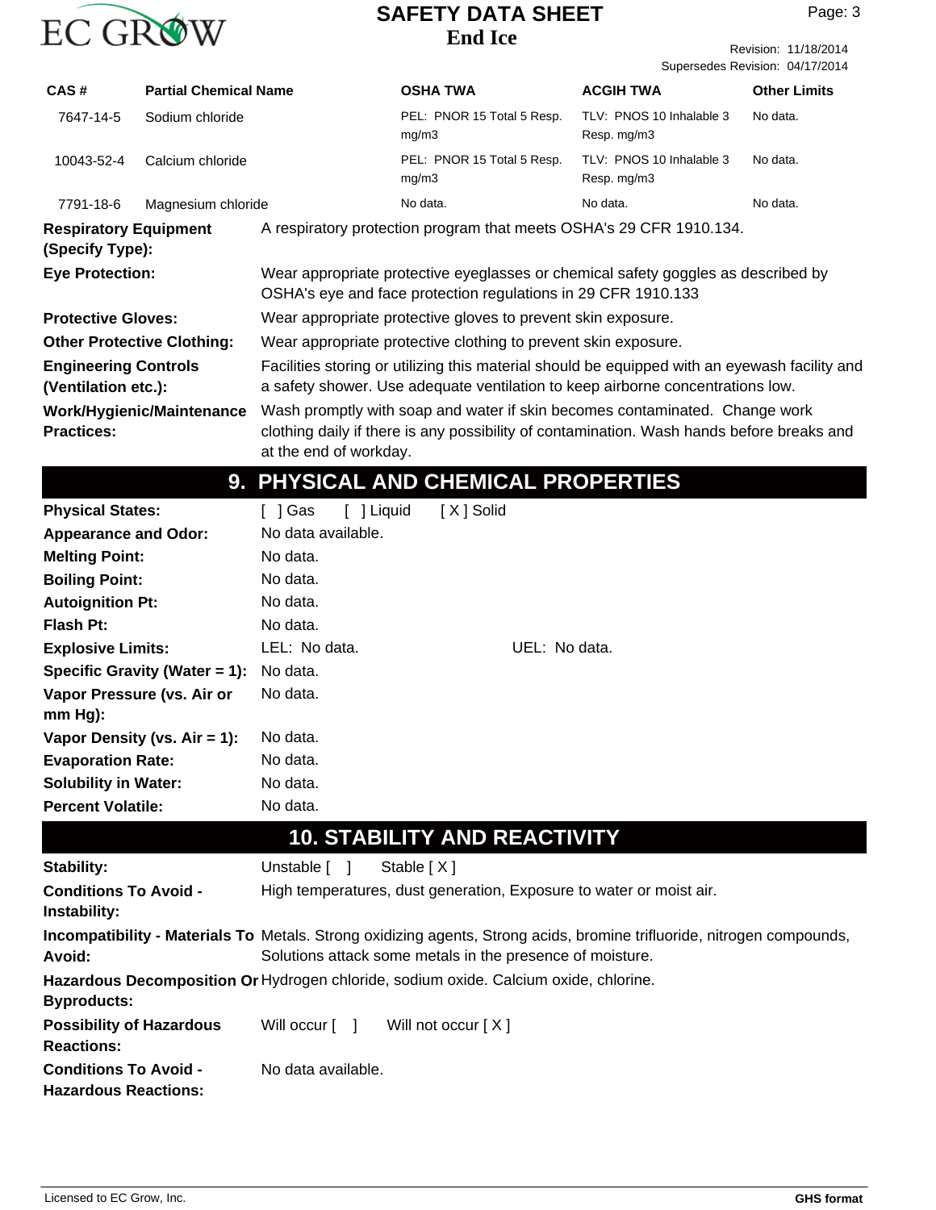| CAS # | Partial Chemical Name | OSHA TWA | ACGIH TWA | Other Limits |
|---|---|---|---|---|
| 7647-14-5 | Sodium chloride | PEL: PNOR 15 Total 5 Resp. mg/m3 | TLV: PNOS 10 Inhalable 3 Resp. mg/m3 | No data. |
| 10043-52-4 | Calcium chloride | PEL: PNOR 15 Total 5 Resp. mg/m3 | TLV: PNOS 10 Inhalable 3 Resp. mg/m3 | No data. |
| 7791-18-6 | Magnesium chloride | No data. | No data. | No data. |

**Respiratory Equipment (Specify Type):** A respiratory protection program that meets OSHA's 29 CFR 1910.134.

**Eye Protection:** Wear appropriate protective eyeglasses or chemical safety goggles as described by OSHA's eye and face protection regulations in 29 CFR 1910.133

**Protective Gloves:** Wear appropriate protective gloves to prevent skin exposure.

**Other Protective Clothing:** Wear appropriate protective clothing to prevent skin exposure.

**Engineering Controls (Ventilation etc.):** Facilities storing or utilizing this material should be equipped with an eyewash facility and a safety shower. Use adequate ventilation to keep airborne concentrations low.

**Work/Hygienic/Maintenance Practices:** Wash promptly with soap and water if skin becomes contaminated. Change work clothing daily if there is any possibility of contamination. Wash hands before breaks and at the end of workday.

## 9. PHYSICAL AND CHEMICAL PROPERTIES

**Physical States:** [ ] Gas [ ] Liquid [ X ] Solid

**Appearance and Odor:** No data available.

**Melting Point:** No data.

**Boiling Point:** No data.

**Autoignition Pt:** No data.

**Flash Pt:** No data.

**Explosive Limits:** LEL: No data. UEL: No data.

**Specific Gravity (Water = 1):** No data.

**Vapor Pressure (vs. Air or mm Hg):** No data.

**Vapor Density (vs. Air = 1):** No data.

**Evaporation Rate:** No data.

**Solubility in Water:** No data.

**Percent Volatile:** No data.

## 10. STABILITY AND REACTIVITY

**Stability:** Unstable [ ] Stable [ X ]

**Conditions To Avoid - Instability:** High temperatures, dust generation, Exposure to water or moist air.

**Incompatibility - Materials To Avoid:** Metals. Strong oxidizing agents, Strong acids, bromine trifluoride, nitrogen compounds, Solutions attack some metals in the presence of moisture.

**Hazardous Decomposition Or Byproducts:** Hydrogen chloride, sodium oxide. Calcium oxide, chlorine.

**Possibility of Hazardous Reactions:** Will occur [ ] Will not occur [ X ]

**Conditions To Avoid - Hazardous Reactions:** No data available.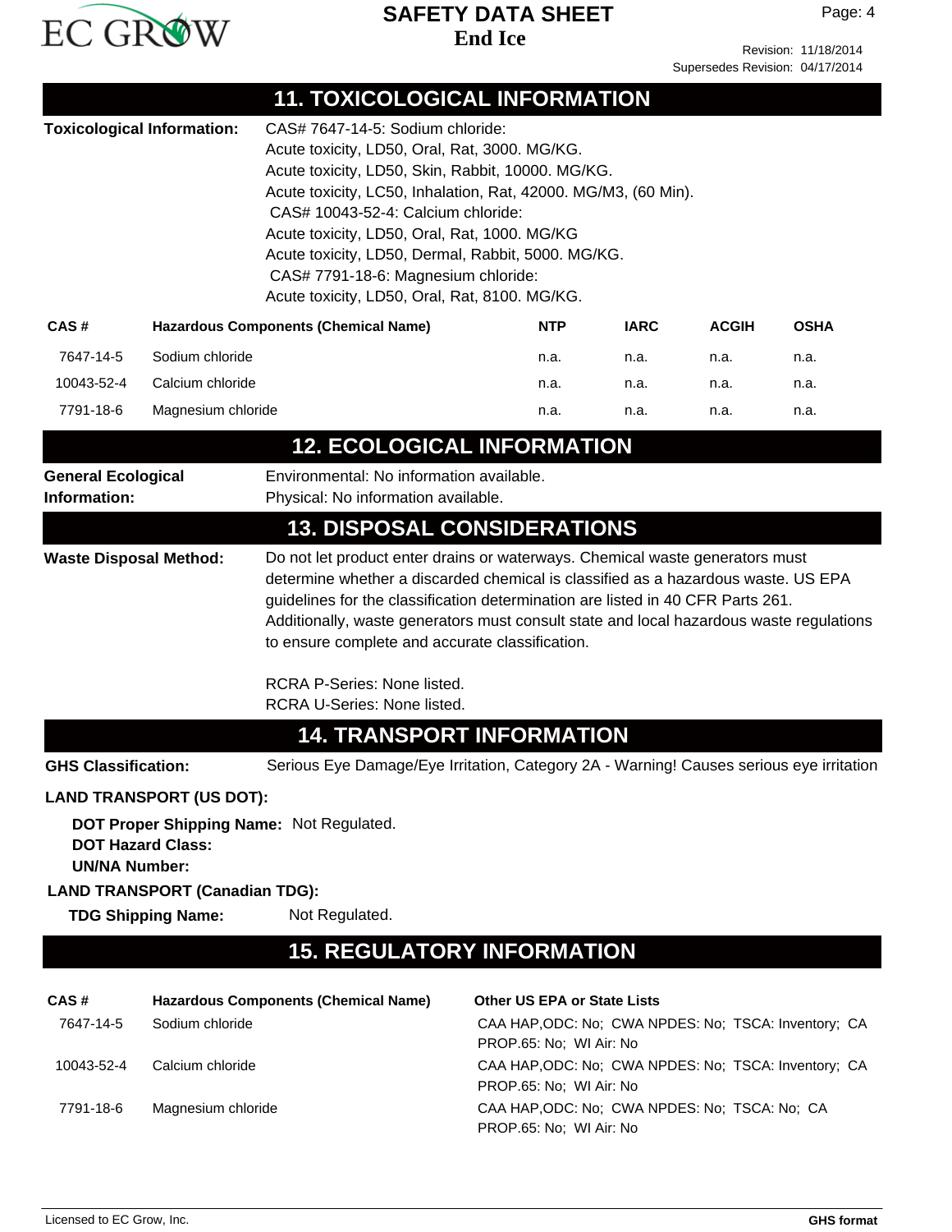## 11. TOXICOLOGICAL INFORMATION

**Toxicological Information:**

CAS# 7647-14-5: Sodium chloride:
Acute toxicity, LD50, Oral, Rat, 3000. MG/KG.
Acute toxicity, LD50, Skin, Rabbit, 10000. MG/KG.
Acute toxicity, LC50, Inhalation, Rat, 42000. MG/M3, (60 Min).
CAS# 10043-52-4: Calcium chloride:
Acute toxicity, LD50, Oral, Rat, 1000. MG/KG
Acute toxicity, LD50, Dermal, Rabbit, 5000. MG/KG.
CAS# 7791-18-6: Magnesium chloride:
Acute toxicity, LD50, Oral, Rat, 8100. MG/KG.

| CAS # | Hazardous Components (Chemical Name) | NTP | IARC | ACGIH | OSHA |
|---|---|---|---|---|---|
| 7647-14-5 | Sodium chloride | n.a. | n.a. | n.a. | n.a. |
| 10043-52-4 | Calcium chloride | n.a. | n.a. | n.a. | n.a. |
| 7791-18-6 | Magnesium chloride | n.a. | n.a. | n.a. | n.a. |

## 12. ECOLOGICAL INFORMATION

**General Ecological Information:**

Environmental: No information available.
Physical: No information available.

## 13. DISPOSAL CONSIDERATIONS

**Waste Disposal Method:**

Do not let product enter drains or waterways. Chemical waste generators must determine whether a discarded chemical is classified as a hazardous waste. US EPA guidelines for the classification determination are listed in 40 CFR Parts 261. Additionally, waste generators must consult state and local hazardous waste regulations to ensure complete and accurate classification.

RCRA P-Series: None listed.
RCRA U-Series: None listed.

## 14. TRANSPORT INFORMATION

**GHS Classification:** Serious Eye Damage/Eye Irritation, Category 2A - Warning! Causes serious eye irritation

**LAND TRANSPORT (US DOT):**

**DOT Proper Shipping Name:** Not Regulated.
**DOT Hazard Class:**
**UN/NA Number:**

**LAND TRANSPORT (Canadian TDG):**

**TDG Shipping Name:** Not Regulated.

## 15. REGULATORY INFORMATION

| CAS # | Hazardous Components (Chemical Name) | Other US EPA or State Lists |
|---|---|---|
| 7647-14-5 | Sodium chloride | CAA HAP,ODC: No; CWA NPDES: No; TSCA: Inventory; CA PROP.65: No; WI Air: No |
| 10043-52-4 | Calcium chloride | CAA HAP,ODC: No; CWA NPDES: No; TSCA: Inventory; CA PROP.65: No; WI Air: No |
| 7791-18-6 | Magnesium chloride | CAA HAP,ODC: No; CWA NPDES: No; TSCA: No; CA PROP.65: No; WI Air: No |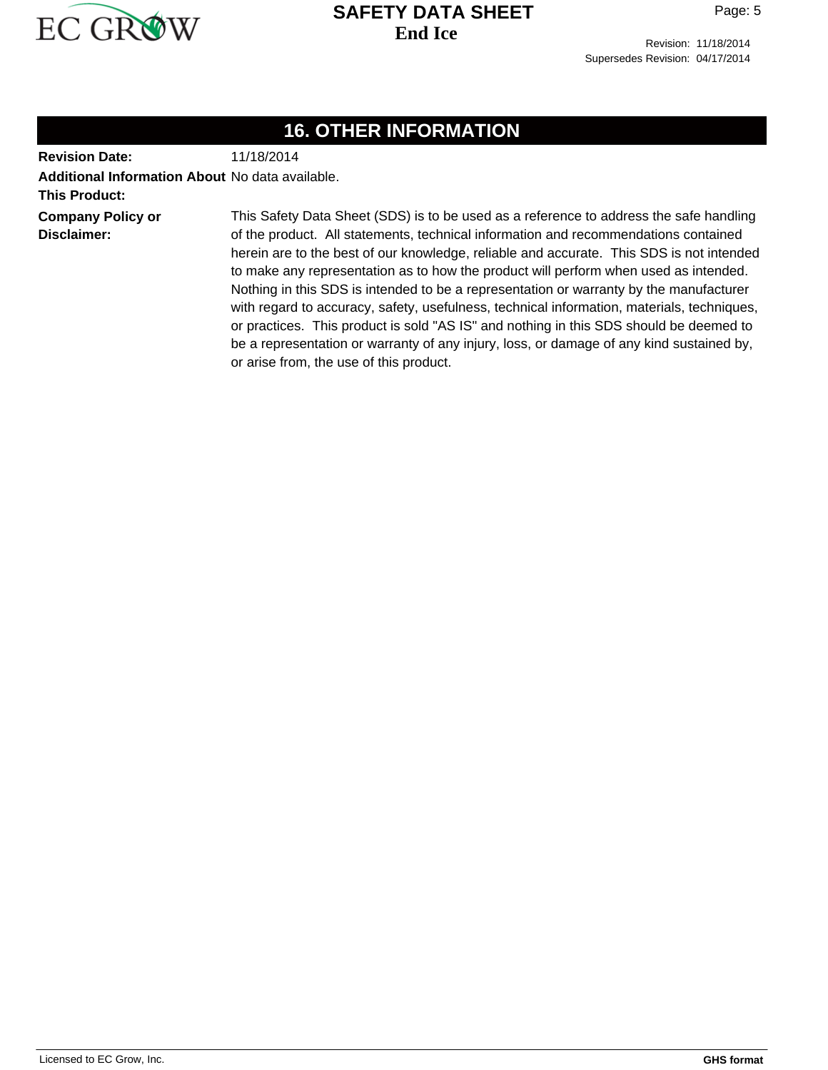## 16. OTHER INFORMATION

**Revision Date:** 11/18/2014

**Additional Information About This Product:** No data available.

**Company Policy or Disclaimer:** This Safety Data Sheet (SDS) is to be used as a reference to address the safe handling of the product. All statements, technical information and recommendations contained herein are to the best of our knowledge, reliable and accurate. This SDS is not intended to make any representation as to how the product will perform when used as intended. Nothing in this SDS is intended to be a representation or warranty by the manufacturer with regard to accuracy, safety, usefulness, technical information, materials, techniques, or practices. This product is sold "AS IS" and nothing in this SDS should be deemed to be a representation or warranty of any injury, loss, or damage of any kind sustained by, or arise from, the use of this product.